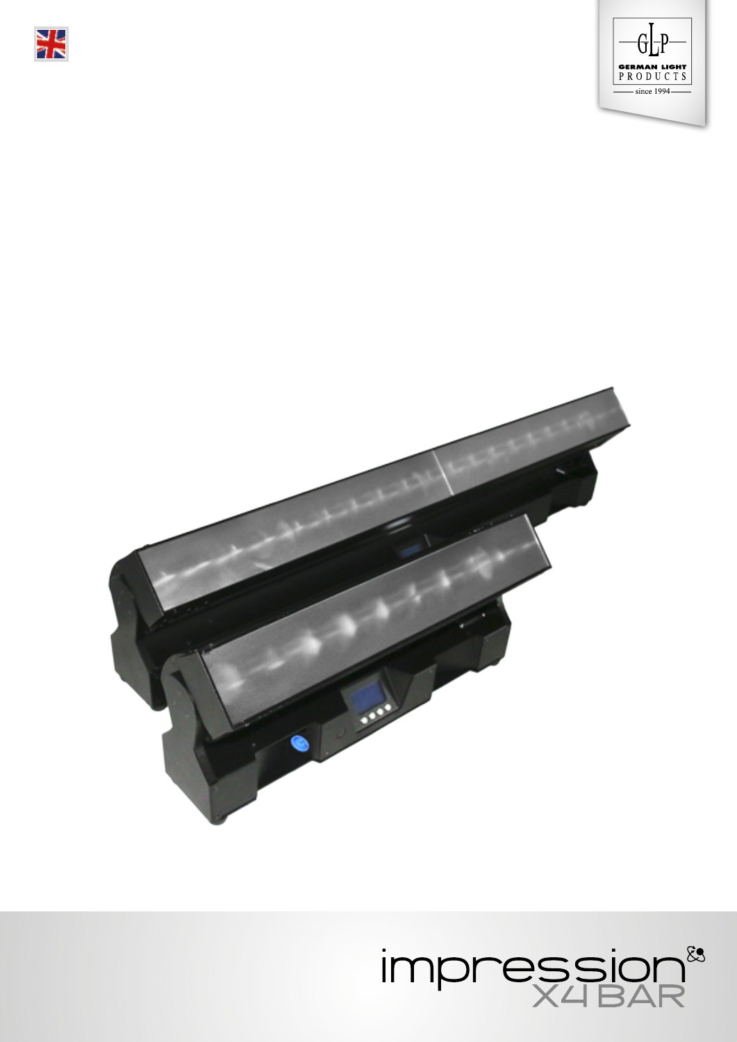GERMAN LIGHT PRODUCTS

since 1994

# impression X4 BAR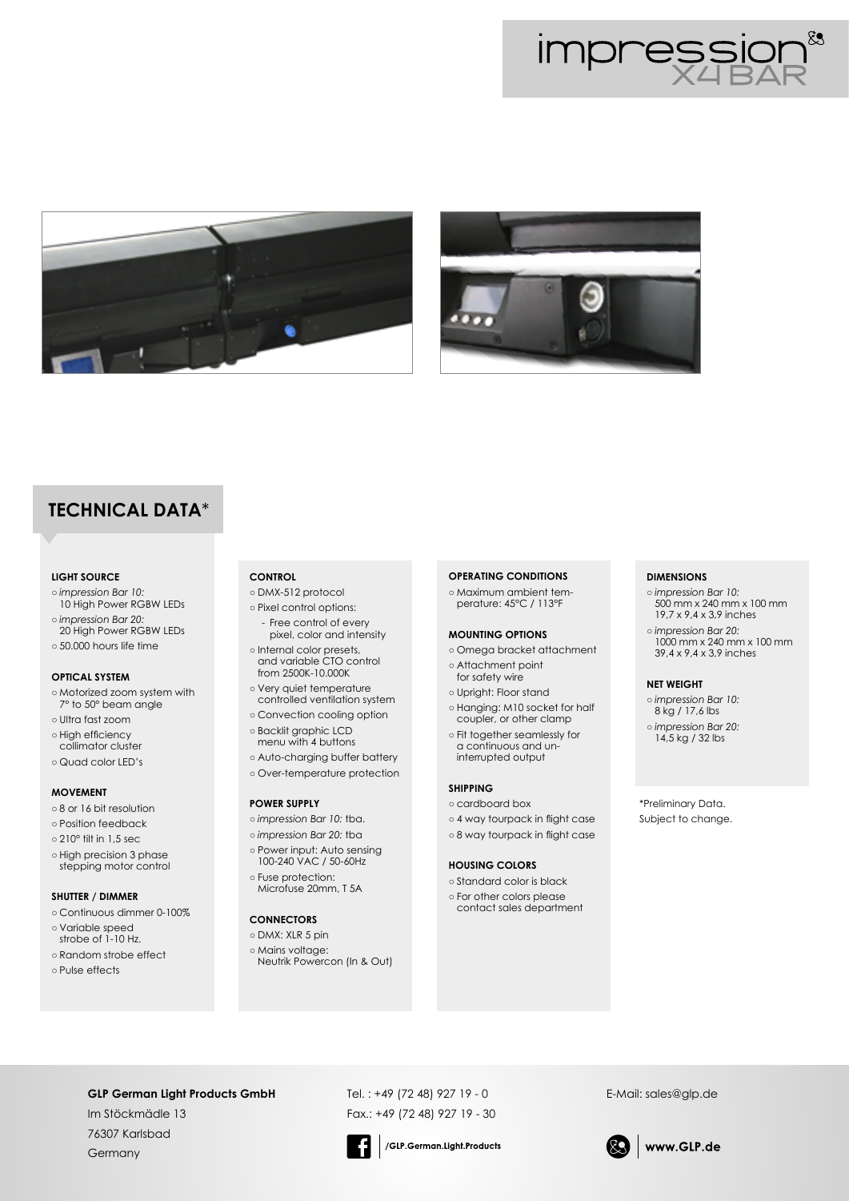# impression X4 BAR

## TECHNICAL DATA*

### LIGHT SOURCE

- *impression Bar 10:* 10 High Power RGBW LEDs
- *impression Bar 20:* 20 High Power RGBW LEDs
- 50.000 hours life time

### OPTICAL SYSTEM

- Motorized zoom system with 7° to 50° beam angle
- Ultra fast zoom
- High efficiency collimator cluster
- Quad color LED's

### MOVEMENT

- 8 or 16 bit resolution
- Position feedback
- 210° tilt in 1,5 sec
- High precision 3 phase stepping motor control

### SHUTTER / DIMMER

- Continuous dimmer 0-100%
- Variable speed strobe of 1-10 Hz.
- Random strobe effect
- Pulse effects

### CONTROL

- DMX-512 protocol
- Pixel control options:
  - Free control of every pixel, color and intensity
- Internal color presets, and variable CTO control from 2500K-10.000K
- Very quiet temperature controlled ventilation system
- Convection cooling option
- Backlit graphic LCD menu with 4 buttons
- Auto-charging buffer battery
- Over-temperature protection

### POWER SUPPLY

- *impression Bar 10:* tba.
- *impression Bar 20:* tba
- Power input: Auto sensing 100-240 VAC / 50-60Hz
- Fuse protection: Microfuse 20mm, T 5A

### CONNECTORS

- DMX: XLR 5 pin
- Mains voltage: Neutrik Powercon (In & Out)

### OPERATING CONDITIONS

- Maximum ambient temperature: 45°C / 113°F

### MOUNTING OPTIONS

- Omega bracket attachment
- Attachment point for safety wire
- Upright: Floor stand
- Hanging: M10 socket for half coupler, or other clamp
- Fit together seamlessly for a continuous and uninterrupted output

### SHIPPING

- cardboard box
- 4 way tourpack in flight case
- 8 way tourpack in flight case

### HOUSING COLORS

- Standard color is black
- For other colors please contact sales department

### DIMENSIONS

- *impression Bar 10:* 500 mm x 240 mm x 100 mm 19,7 x 9,4 x 3,9 inches
- *impression Bar 20:* 1000 mm x 240 mm x 100 mm 39,4 x 9,4 x 3,9 inches

### NET WEIGHT

- *impression Bar 10:* 8 kg / 17,6 lbs
- *impression Bar 20:* 14,5 kg / 32 lbs

*Preliminary Data. Subject to change.

**GLP German Light Products GmbH**
Im Stöckmädle 13
76307 Karlsbad
Germany

Tel. : +49 (72 48) 927 19 - 0
Fax.: +49 (72 48) 927 19 - 30

/GLP.German.Light.Products

E-Mail: sales@glp.de

**www.GLP.de**